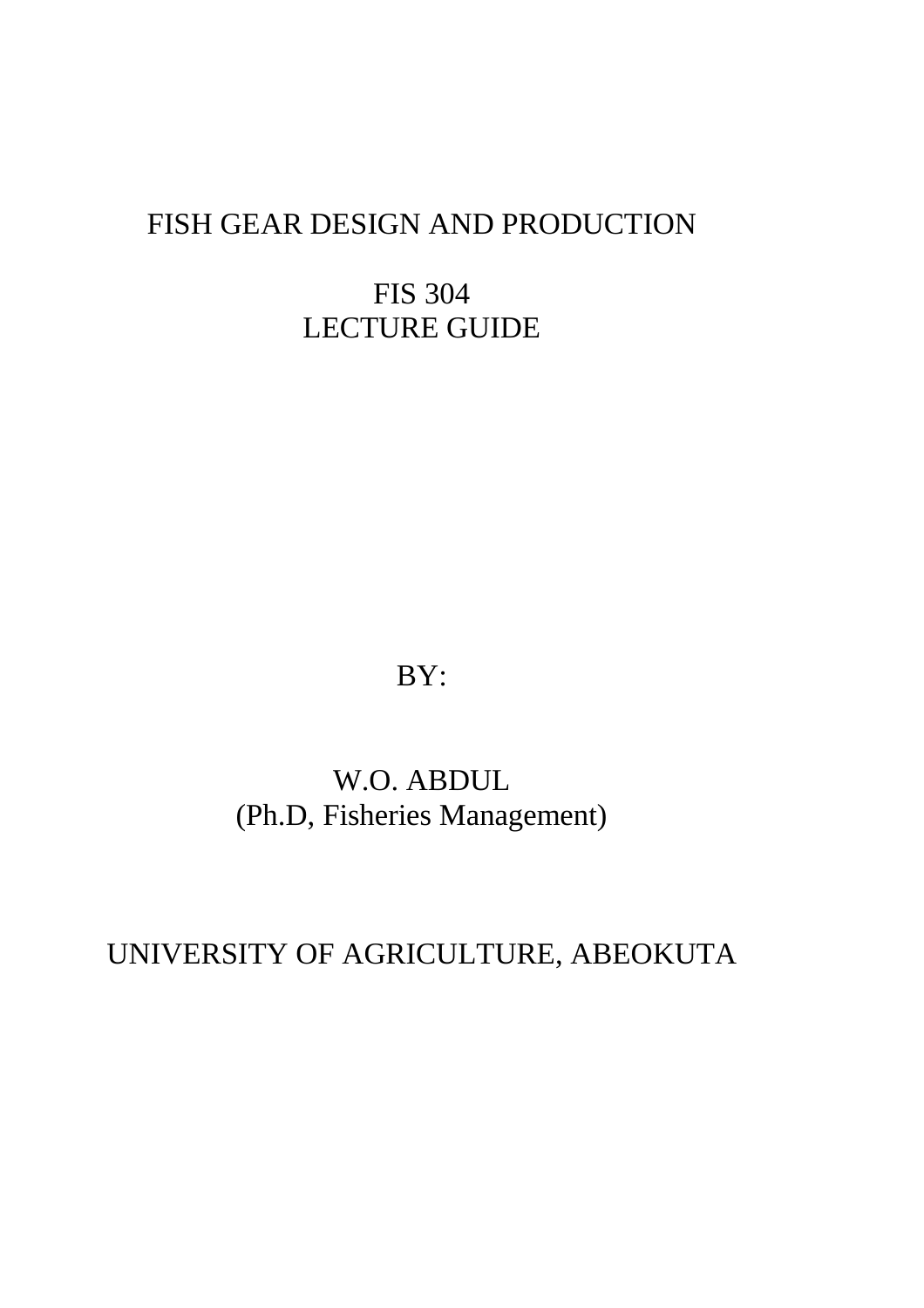# FISH GEAR DESIGN AND PRODUCTION

## FIS 304
## LECTURE GUIDE

BY:

W.O. ABDUL
(Ph.D, Fisheries Management)

UNIVERSITY OF AGRICULTURE, ABEOKUTA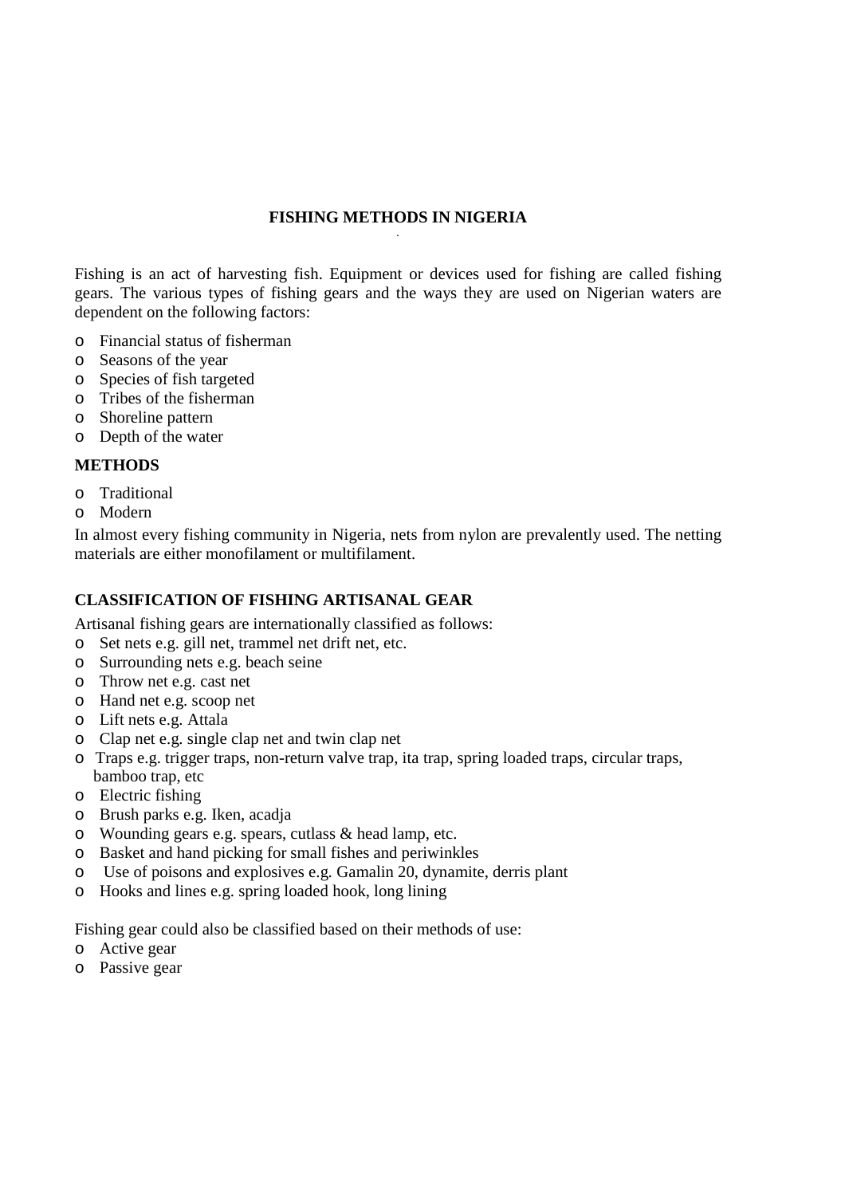# FISHING METHODS IN NIGERIA

Fishing is an act of harvesting fish. Equipment or devices used for fishing are called fishing gears. The various types of fishing gears and the ways they are used on Nigerian waters are dependent on the following factors:

- Financial status of fisherman
- Seasons of the year
- Species of fish targeted
- Tribes of the fisherman
- Shoreline pattern
- Depth of the water

## METHODS

- Traditional
- Modern

In almost every fishing community in Nigeria, nets from nylon are prevalently used. The netting materials are either monofilament or multifilament.

## CLASSIFICATION OF FISHING ARTISANAL GEAR

Artisanal fishing gears are internationally classified as follows:

- Set nets e.g. gill net, trammel net drift net, etc.
- Surrounding nets e.g. beach seine
- Throw net e.g. cast net
- Hand net e.g. scoop net
- Lift nets e.g. Attala
- Clap net e.g. single clap net and twin clap net
- Traps e.g. trigger traps, non-return valve trap, ita trap, spring loaded traps, circular traps, bamboo trap, etc
- Electric fishing
- Brush parks e.g. Iken, acadja
- Wounding gears e.g. spears, cutlass & head lamp, etc.
- Basket and hand picking for small fishes and periwinkles
- Use of poisons and explosives e.g. Gamalin 20, dynamite, derris plant
- Hooks and lines e.g. spring loaded hook, long lining

Fishing gear could also be classified based on their methods of use:

- Active gear
- Passive gear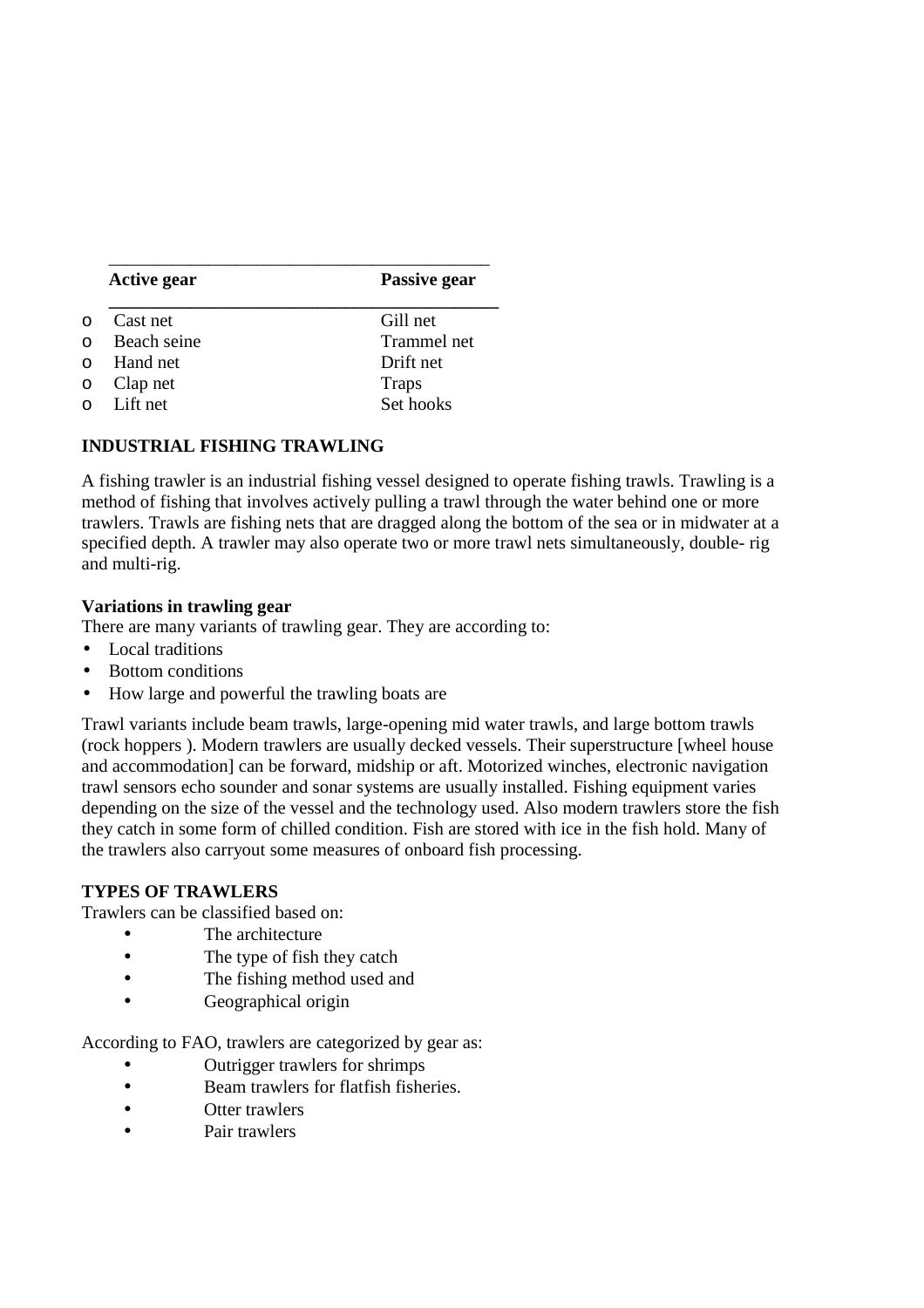| Active gear | Passive gear |
|---|---|
| Cast net | Gill net |
| Beach seine | Trammel net |
| Hand net | Drift net |
| Clap net | Traps |
| Lift net | Set hooks |

**INDUSTRIAL FISHING TRAWLING**

A fishing trawler is an industrial fishing vessel designed to operate fishing trawls. Trawling is a method of fishing that involves actively pulling a trawl through the water behind one or more trawlers. Trawls are fishing nets that are dragged along the bottom of the sea or in midwater at a specified depth. A trawler may also operate two or more trawl nets simultaneously, double- rig and multi-rig.

**Variations in trawling gear**

There are many variants of trawling gear. They are according to:

- Local traditions
- Bottom conditions
- How large and powerful the trawling boats are

Trawl variants include beam trawls, large-opening mid water trawls, and large bottom trawls (rock hoppers ). Modern trawlers are usually decked vessels. Their superstructure [wheel house and accommodation] can be forward, midship or aft. Motorized winches, electronic navigation trawl sensors echo sounder and sonar systems are usually installed. Fishing equipment varies depending on the size of the vessel and the technology used. Also modern trawlers store the fish they catch in some form of chilled condition. Fish are stored with ice in the fish hold. Many of the trawlers also carryout some measures of onboard fish processing.

**TYPES OF TRAWLERS**

Trawlers can be classified based on:

- The architecture
- The type of fish they catch
- The fishing method used and
- Geographical origin

According to FAO, trawlers are categorized by gear as:

- Outrigger trawlers for shrimps
- Beam trawlers for flatfish fisheries.
- Otter trawlers
- Pair trawlers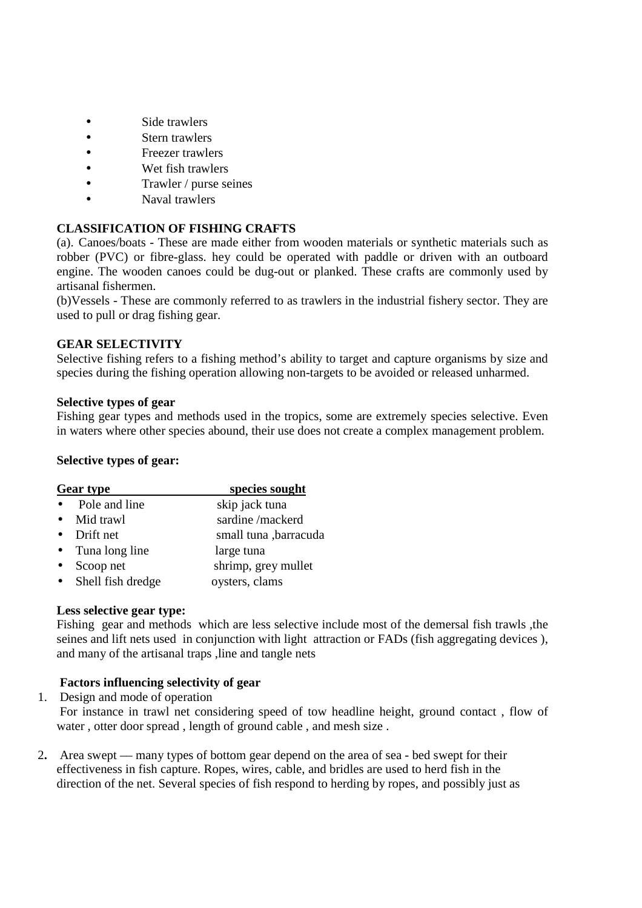- Side trawlers
- Stern trawlers
- Freezer trawlers
- Wet fish trawlers
- Trawler / purse seines
- Naval trawlers

**CLASSIFICATION OF FISHING CRAFTS**

(a). Canoes/boats - These are made either from wooden materials or synthetic materials such as robber (PVC) or fibre-glass. hey could be operated with paddle or driven with an outboard engine. The wooden canoes could be dug-out or planked. These crafts are commonly used by artisanal fishermen.

(b)Vessels - These are commonly referred to as trawlers in the industrial fishery sector. They are used to pull or drag fishing gear.

**GEAR SELECTIVITY**

Selective fishing refers to a fishing method's ability to target and capture organisms by size and species during the fishing operation allowing non-targets to be avoided or released unharmed.

**Selective types of gear**

Fishing gear types and methods used in the tropics, some are extremely species selective. Even in waters where other species abound, their use does not create a complex management problem.

**Selective types of gear:**

| Gear type | species sought |
| --- | --- |
| • Pole and line | skip jack tuna |
| • Mid trawl | sardine /mackerd |
| • Drift net | small tuna ,barracuda |
| • Tuna long line | large tuna |
| • Scoop net | shrimp, grey mullet |
| • Shell fish dredge | oysters, clams |

**Less selective gear type:**

Fishing gear and methods which are less selective include most of the demersal fish trawls ,the seines and lift nets used in conjunction with light attraction or FADs (fish aggregating devices ), and many of the artisanal traps ,line and tangle nets

**Factors influencing selectivity of gear**

1. Design and mode of operation
   For instance in trawl net considering speed of tow headline height, ground contact , flow of water , otter door spread , length of ground cable , and mesh size .

2. Area swept — many types of bottom gear depend on the area of sea - bed swept for their effectiveness in fish capture. Ropes, wires, cable, and bridles are used to herd fish in the direction of the net. Several species of fish respond to herding by ropes, and possibly just as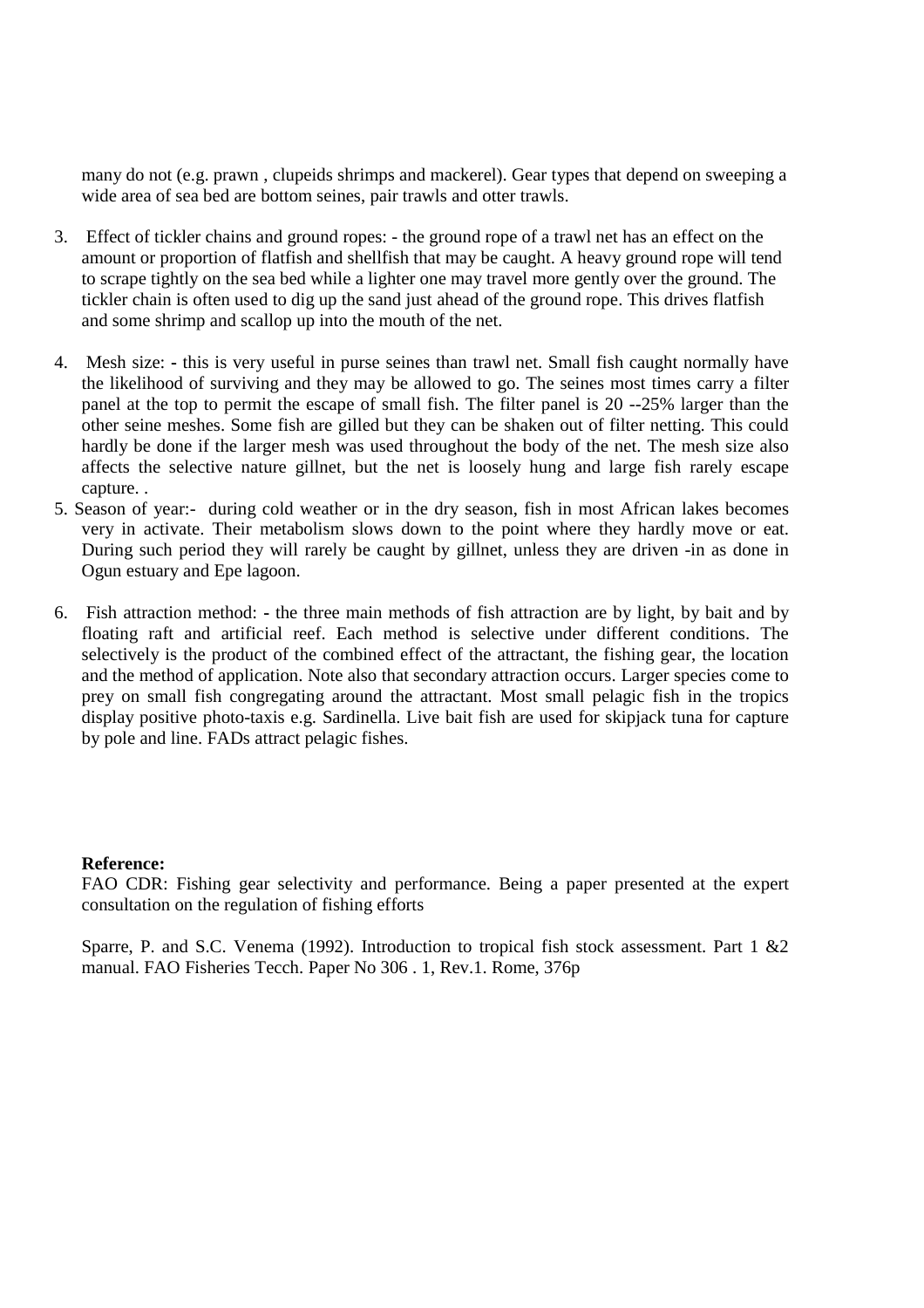many do not (e.g. prawn , clupeids shrimps and mackerel). Gear types that depend on sweeping a wide area of sea bed are bottom seines, pair trawls and otter trawls.

3. Effect of tickler chains and ground ropes: - the ground rope of a trawl net has an effect on the amount or proportion of flatfish and shellfish that may be caught. A heavy ground rope will tend to scrape tightly on the sea bed while a lighter one may travel more gently over the ground. The tickler chain is often used to dig up the sand just ahead of the ground rope. This drives flatfish and some shrimp and scallop up into the mouth of the net.

4. Mesh size: - this is very useful in purse seines than trawl net. Small fish caught normally have the likelihood of surviving and they may be allowed to go. The seines most times carry a filter panel at the top to permit the escape of small fish. The filter panel is 20 --25% larger than the other seine meshes. Some fish are gilled but they can be shaken out of filter netting. This could hardly be done if the larger mesh was used throughout the body of the net. The mesh size also affects the selective nature gillnet, but the net is loosely hung and large fish rarely escape capture. .

5. Season of year:- during cold weather or in the dry season, fish in most African lakes becomes very in activate. Their metabolism slows down to the point where they hardly move or eat. During such period they will rarely be caught by gillnet, unless they are driven -in as done in Ogun estuary and Epe lagoon.

6. Fish attraction method: - the three main methods of fish attraction are by light, by bait and by floating raft and artificial reef. Each method is selective under different conditions. The selectively is the product of the combined effect of the attractant, the fishing gear, the location and the method of application. Note also that secondary attraction occurs. Larger species come to prey on small fish congregating around the attractant. Most small pelagic fish in the tropics display positive photo-taxis e.g. Sardinella. Live bait fish are used for skipjack tuna for capture by pole and line. FADs attract pelagic fishes.

**Reference:**

FAO CDR: Fishing gear selectivity and performance. Being a paper presented at the expert consultation on the regulation of fishing efforts

Sparre, P. and S.C. Venema (1992). Introduction to tropical fish stock assessment. Part 1 &2 manual. FAO Fisheries Tecch. Paper No 306 . 1, Rev.1. Rome, 376p